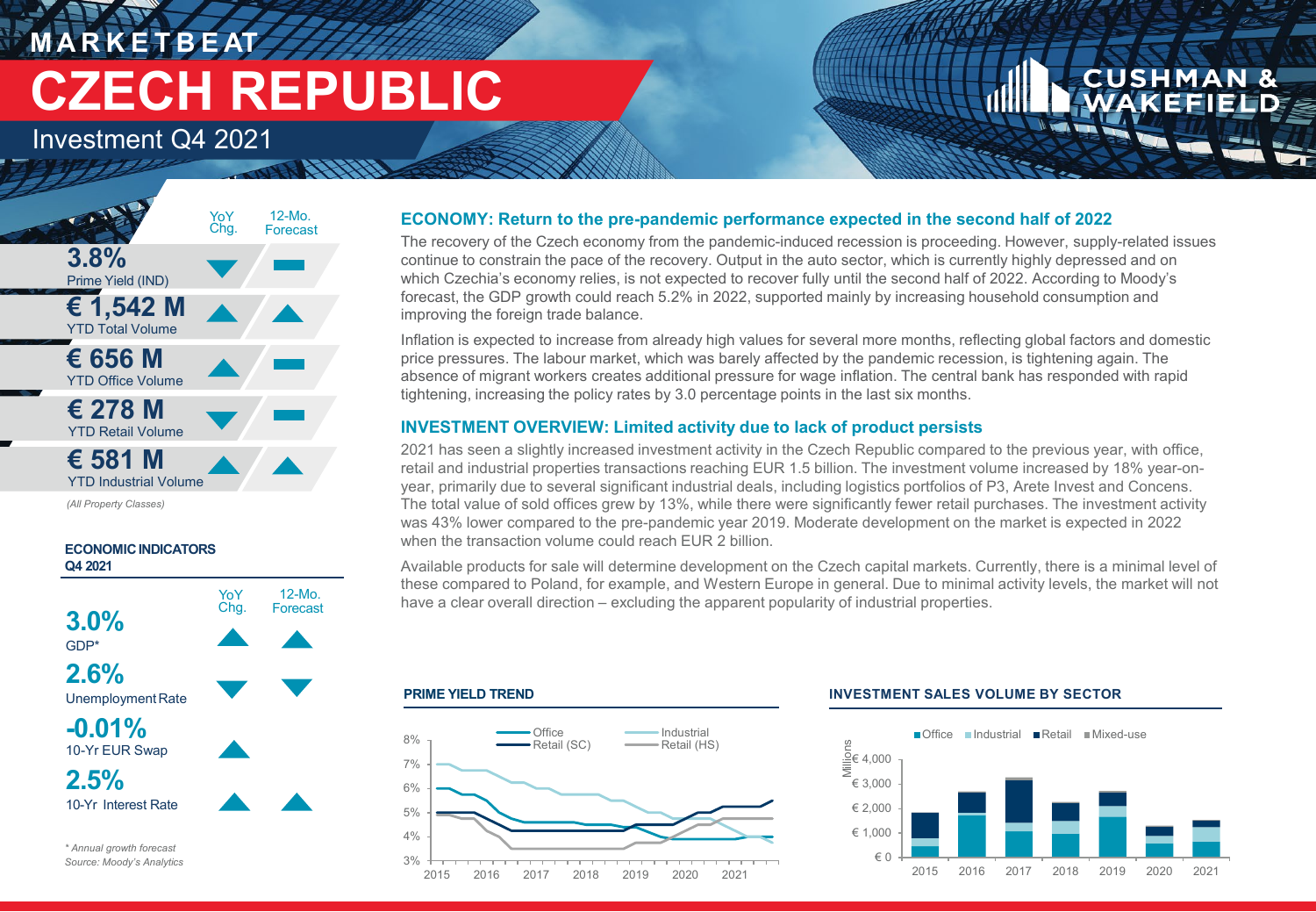# MARKETBEAT

# CZECH REPUBLIC

## Investment Q4 2021

| | YoY Chg. | 12-Mo. Forecast |
|---|---|---|
| **3.8%** Prime Yield (IND) | ▼ | ▬ |
| **€ 1,542 M** YTD Total Volume | ▲ | ▲ |
| **€ 656 M** YTD Office Volume | ▲ | ▬ |
| **€ 278 M** YTD Retail Volume | ▼ | ▬ |
| **€ 581 M** YTD Industrial Volume | ▲ | ▲ |

*(All Property Classes)*

**ECONOMIC INDICATORS Q4 2021**

| | YoY Chg. | 12-Mo. Forecast |
|---|---|---|
| **3.0%** GDP* | ▲ | ▲ |
| **2.6%** Unemployment Rate | ▼ | ▼ |
| **-0.01%** 10-Yr EUR Swap | ▲ | |
| **2.5%** 10-Yr Interest Rate | ▲ | ▲ |

*\* Annual growth forecast*
*Source: Moody's Analytics*

### ECONOMY: Return to the pre-pandemic performance expected in the second half of 2022

The recovery of the Czech economy from the pandemic-induced recession is proceeding. However, supply-related issues continue to constrain the pace of the recovery. Output in the auto sector, which is currently highly depressed and on which Czechia's economy relies, is not expected to recover fully until the second half of 2022. According to Moody's forecast, the GDP growth could reach 5.2% in 2022, supported mainly by increasing household consumption and improving the foreign trade balance.

Inflation is expected to increase from already high values for several more months, reflecting global factors and domestic price pressures. The labour market, which was barely affected by the pandemic recession, is tightening again. The absence of migrant workers creates additional pressure for wage inflation. The central bank has responded with rapid tightening, increasing the policy rates by 3.0 percentage points in the last six months.

### INVESTMENT OVERVIEW: Limited activity due to lack of product persists

2021 has seen a slightly increased investment activity in the Czech Republic compared to the previous year, with office, retail and industrial properties transactions reaching EUR 1.5 billion. The investment volume increased by 18% year-on-year, primarily due to several significant industrial deals, including logistics portfolios of P3, Arete Invest and Concens. The total value of sold offices grew by 13%, while there were significantly fewer retail purchases. The investment activity was 43% lower compared to the pre-pandemic year 2019. Moderate development on the market is expected in 2022 when the transaction volume could reach EUR 2 billion.

Available products for sale will determine development on the Czech capital markets. Currently, there is a minimal level of these compared to Poland, for example, and Western Europe in general. Due to minimal activity levels, the market will not have a clear overall direction – excluding the apparent popularity of industrial properties.

**PRIME YIELD TREND**

**INVESTMENT SALES VOLUME BY SECTOR**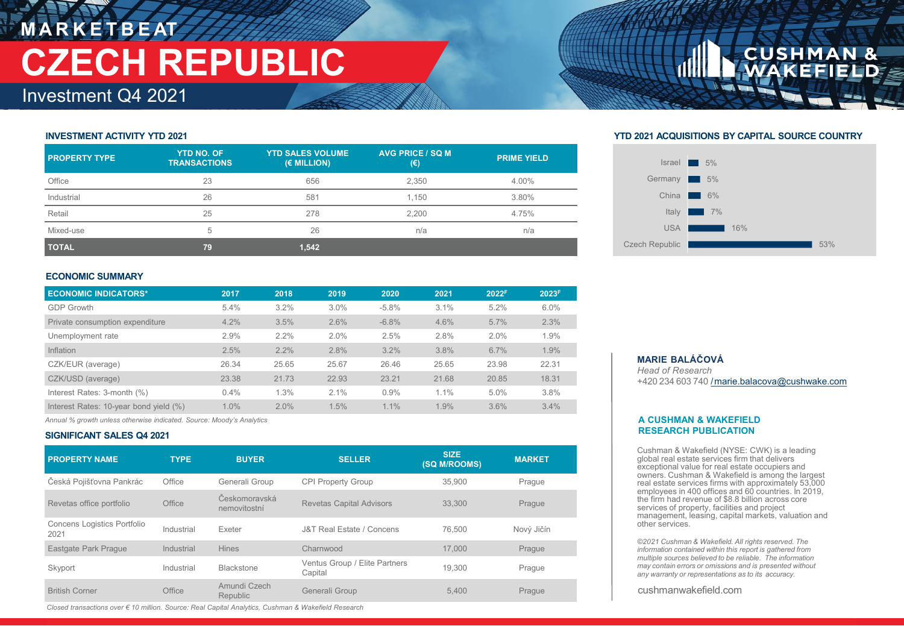# MARKETBEAT

# CZECH REPUBLIC

## Investment Q4 2021

### INVESTMENT ACTIVITY YTD 2021

| PROPERTY TYPE | YTD NO. OF TRANSACTIONS | YTD SALES VOLUME (€ MILLION) | AVG PRICE / SQ M (€) | PRIME YIELD |
|---|---|---|---|---|
| Office | 23 | 656 | 2,350 | 4.00% |
| Industrial | 26 | 581 | 1,150 | 3.80% |
| Retail | 25 | 278 | 2,200 | 4.75% |
| Mixed-use | 5 | 26 | n/a | n/a |
| **TOTAL** | **79** | **1,542** | | |

### YTD 2021 ACQUISITIONS BY CAPITAL SOURCE COUNTRY

Israel 5%
Germany 5%
China 6%
Italy 7%
USA 16%
Czech Republic 53%

### ECONOMIC SUMMARY

| ECONOMIC INDICATORS* | 2017 | 2018 | 2019 | 2020 | 2021 | 2022F | 2023F |
|---|---|---|---|---|---|---|---|
| GDP Growth | 5.4% | 3.2% | 3.0% | -5.8% | 3.1% | 5.2% | 6.0% |
| Private consumption expenditure | 4.2% | 3.5% | 2.6% | -6.8% | 4.6% | 5.7% | 2.3% |
| Unemployment rate | 2.9% | 2.2% | 2.0% | 2.5% | 2.8% | 2.0% | 1.9% |
| Inflation | 2.5% | 2.2% | 2.8% | 3.2% | 3.8% | 6.7% | 1.9% |
| CZK/EUR (average) | 26.34 | 25.65 | 25.67 | 26.46 | 25.65 | 23.98 | 22.31 |
| CZK/USD (average) | 23.38 | 21.73 | 22.93 | 23.21 | 21.68 | 20.85 | 18.31 |
| Interest Rates: 3-month (%) | 0.4% | 1.3% | 2.1% | 0.9% | 1.1% | 5.0% | 3.8% |
| Interest Rates: 10-year bond yield (%) | 1.0% | 2.0% | 1.5% | 1.1% | 1.9% | 3.6% | 3.4% |

*Annual % growth unless otherwise indicated. Source: Moody's Analytics*

### SIGNIFICANT SALES Q4 2021

| PROPERTY NAME | TYPE | BUYER | SELLER | SIZE (SQ M/ROOMS) | MARKET |
|---|---|---|---|---|---|
| Česká Pojišťovna Pankrác | Office | Generali Group | CPI Property Group | 35,900 | Prague |
| Revetas office portfolio | Office | Českomoravská nemovitostní | Revetas Capital Advisors | 33,300 | Prague |
| Concens Logistics Portfolio 2021 | Industrial | Exeter | J&T Real Estate / Concens | 76,500 | Nový Jičín |
| Eastgate Park Prague | Industrial | Hines | Charnwood | 17,000 | Prague |
| Skyport | Industrial | Blackstone | Ventus Group / Elite Partners Capital | 19,300 | Prague |
| British Corner | Office | Amundi Czech Republic | Generali Group | 5,400 | Prague |

*Closed transactions over € 10 million. Source: Real Capital Analytics, Cushman & Wakefield Research*

**MARIE BALÁČOVÁ**
*Head of Research*
+420 234 603 740 / marie.balacova@cushwake.com

### A CUSHMAN & WAKEFIELD RESEARCH PUBLICATION

Cushman & Wakefield (NYSE: CWK) is a leading global real estate services firm that delivers exceptional value for real estate occupiers and owners. Cushman & Wakefield is among the largest real estate services firms with approximately 53,000 employees in 400 offices and 60 countries. In 2019, the firm had revenue of $8.8 billion across core services of property, facilities and project management, leasing, capital markets, valuation and other services.

*©2021 Cushman & Wakefield. All rights reserved. The information contained within this report is gathered from multiple sources believed to be reliable. The information may contain errors or omissions and is presented without any warranty or representations as to its accuracy.*

cushmanwakefield.com